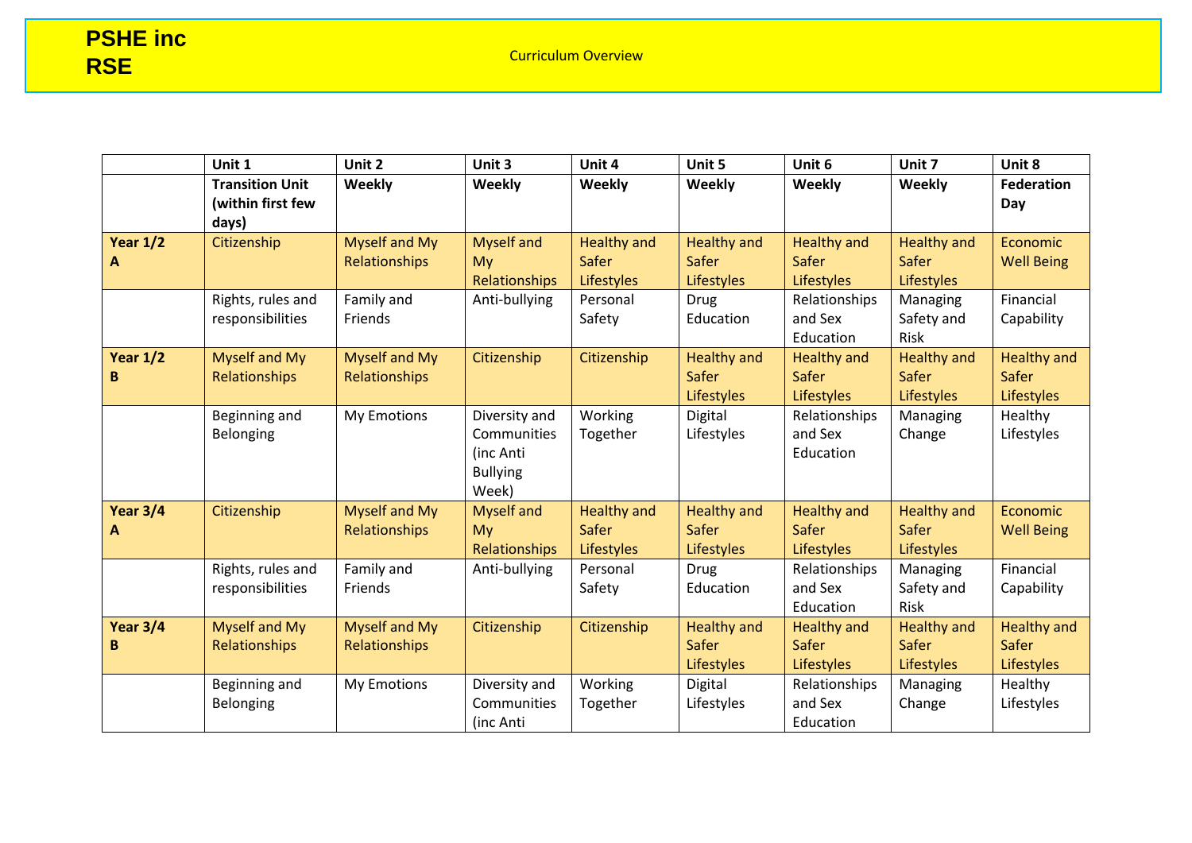# PSHE inc RSE

Curriculum Overview

| | Unit 1 | Unit 2 | Unit 3 | Unit 4 | Unit 5 | Unit 6 | Unit 7 | Unit 8 |
|---|---|---|---|---|---|---|---|---|
| | **Transition Unit (within first few days)** | **Weekly** | **Weekly** | **Weekly** | **Weekly** | **Weekly** | **Weekly** | **Federation Day** |
| **Year 1/2 A** | Citizenship | Myself and My Relationships | Myself and My Relationships | Healthy and Safer Lifestyles | Healthy and Safer Lifestyles | Healthy and Safer Lifestyles | Healthy and Safer Lifestyles | Economic Well Being |
| | Rights, rules and responsibilities | Family and Friends | Anti-bullying | Personal Safety | Drug Education | Relationships and Sex Education | Managing Safety and Risk | Financial Capability |
| **Year 1/2 B** | Myself and My Relationships | Myself and My Relationships | Citizenship | Citizenship | Healthy and Safer Lifestyles | Healthy and Safer Lifestyles | Healthy and Safer Lifestyles | Healthy and Safer Lifestyles |
| | Beginning and Belonging | My Emotions | Diversity and Communities (inc Anti Bullying Week) | Working Together | Digital Lifestyles | Relationships and Sex Education | Managing Change | Healthy Lifestyles |
| **Year 3/4 A** | Citizenship | Myself and My Relationships | Myself and My Relationships | Healthy and Safer Lifestyles | Healthy and Safer Lifestyles | Healthy and Safer Lifestyles | Healthy and Safer Lifestyles | Economic Well Being |
| | Rights, rules and responsibilities | Family and Friends | Anti-bullying | Personal Safety | Drug Education | Relationships and Sex Education | Managing Safety and Risk | Financial Capability |
| **Year 3/4 B** | Myself and My Relationships | Myself and My Relationships | Citizenship | Citizenship | Healthy and Safer Lifestyles | Healthy and Safer Lifestyles | Healthy and Safer Lifestyles | Healthy and Safer Lifestyles |
| | Beginning and Belonging | My Emotions | Diversity and Communities (inc Anti | Working Together | Digital Lifestyles | Relationships and Sex Education | Managing Change | Healthy Lifestyles |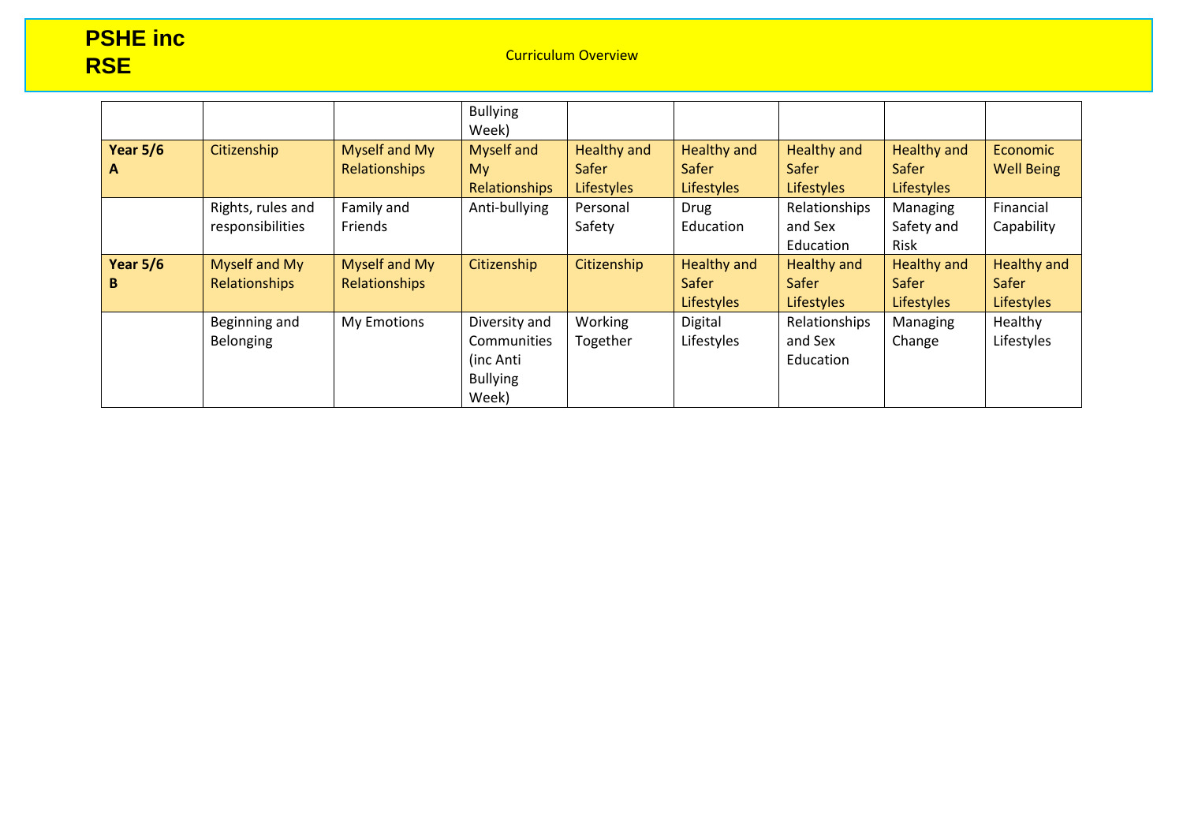# PSHE inc RSE

Curriculum Overview

| | | | | | | | | |
|---|---|---|---|---|---|---|---|---|
| | | | Bullying Week) | | | | | |
| **Year 5/6 A** | Citizenship | Myself and My Relationships | Myself and My Relationships | Healthy and Safer Lifestyles | Healthy and Safer Lifestyles | Healthy and Safer Lifestyles | Healthy and Safer Lifestyles | Economic Well Being |
| | Rights, rules and responsibilities | Family and Friends | Anti-bullying | Personal Safety | Drug Education | Relationships and Sex Education | Managing Safety and Risk | Financial Capability |
| **Year 5/6 B** | Myself and My Relationships | Myself and My Relationships | Citizenship | Citizenship | Healthy and Safer Lifestyles | Healthy and Safer Lifestyles | Healthy and Safer Lifestyles | Healthy and Safer Lifestyles |
| | Beginning and Belonging | My Emotions | Diversity and Communities (inc Anti Bullying Week) | Working Together | Digital Lifestyles | Relationships and Sex Education | Managing Change | Healthy Lifestyles |